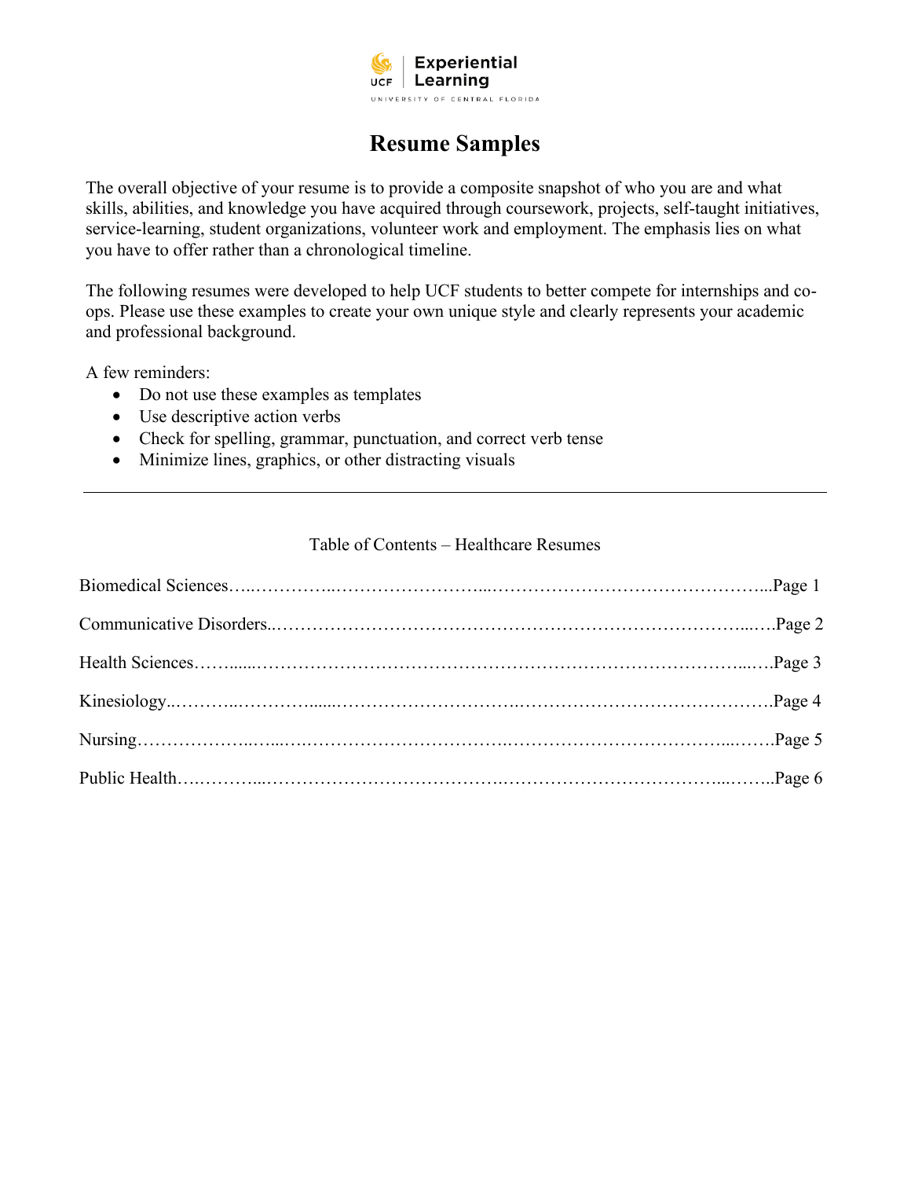Experiential Learning
UNIVERSITY OF CENTRAL FLORIDA

# Resume Samples

The overall objective of your resume is to provide a composite snapshot of who you are and what skills, abilities, and knowledge you have acquired through coursework, projects, self-taught initiatives, service-learning, student organizations, volunteer work and employment. The emphasis lies on what you have to offer rather than a chronological timeline.

The following resumes were developed to help UCF students to better compete for internships and co-ops. Please use these examples to create your own unique style and clearly represents your academic and professional background.

A few reminders:

- Do not use these examples as templates
- Use descriptive action verbs
- Check for spelling, grammar, punctuation, and correct verb tense
- Minimize lines, graphics, or other distracting visuals

---

Table of Contents – Healthcare Resumes

Biomedical Sciences……………………………………………………………………………Page 1

Communicative Disorders………………………………………………………………………Page 2

Health Sciences…………………………………………………………………………………Page 3

Kinesiology……………………………………………………………………………………Page 4

Nursing…………………………………………………………………………………………Page 5

Public Health……………………………………………………………………………………Page 6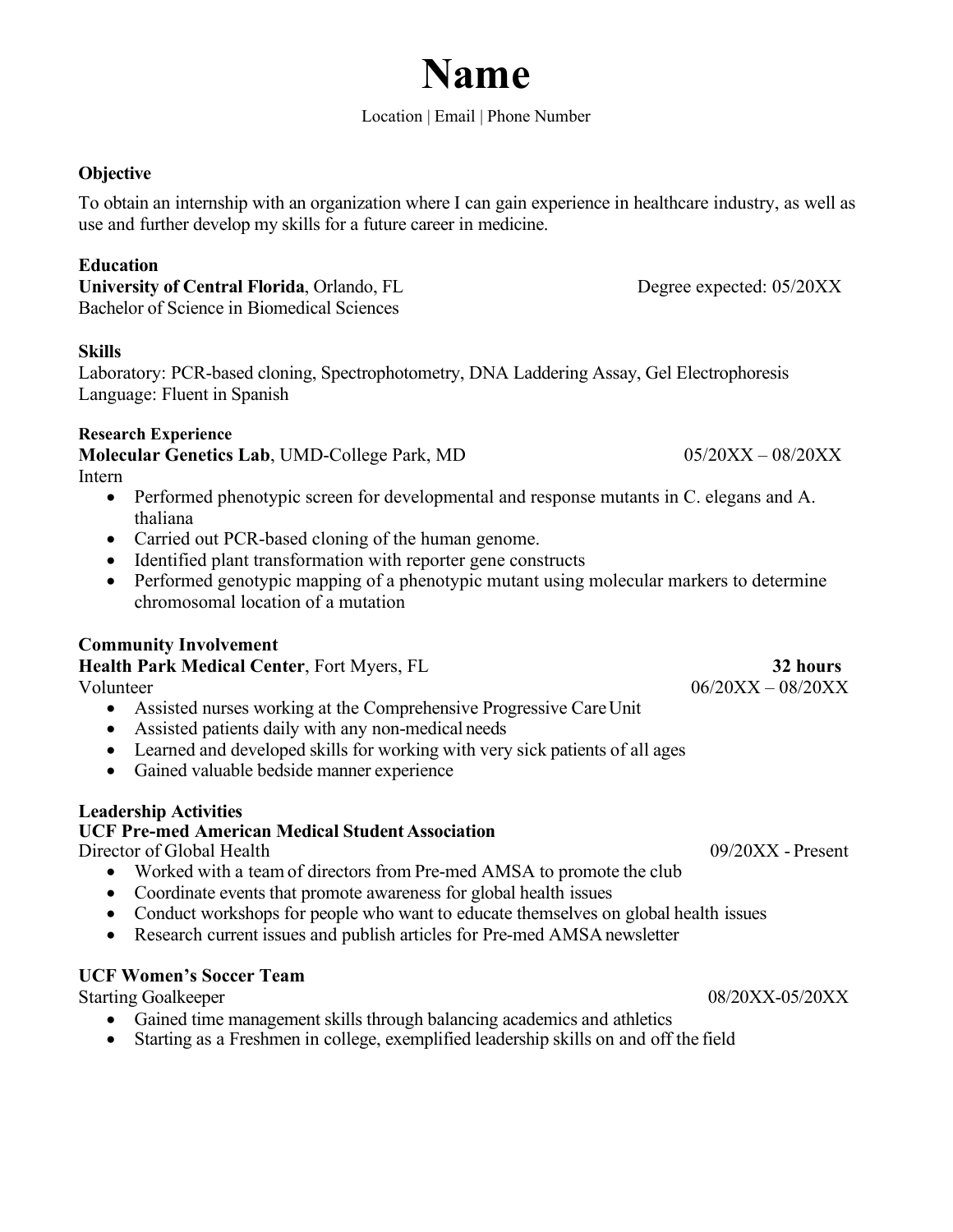# Name

Location | Email | Phone Number

## Objective

To obtain an internship with an organization where I can gain experience in healthcare industry, as well as use and further develop my skills for a future career in medicine.

## Education

**University of Central Florida**, Orlando, FL — Degree expected: 05/20XX
Bachelor of Science in Biomedical Sciences

## Skills

Laboratory: PCR-based cloning, Spectrophotometry, DNA Laddering Assay, Gel Electrophoresis
Language: Fluent in Spanish

## Research Experience

**Molecular Genetics Lab**, UMD-College Park, MD — 05/20XX – 08/20XX
Intern

- Performed phenotypic screen for developmental and response mutants in C. elegans and A. thaliana
- Carried out PCR-based cloning of the human genome.
- Identified plant transformation with reporter gene constructs
- Performed genotypic mapping of a phenotypic mutant using molecular markers to determine chromosomal location of a mutation

## Community Involvement

**Health Park Medical Center**, Fort Myers, FL — **32 hours**
Volunteer — 06/20XX – 08/20XX

- Assisted nurses working at the Comprehensive Progressive Care Unit
- Assisted patients daily with any non-medical needs
- Learned and developed skills for working with very sick patients of all ages
- Gained valuable bedside manner experience

## Leadership Activities

**UCF Pre-med American Medical Student Association**
Director of Global Health — 09/20XX - Present

- Worked with a team of directors from Pre-med AMSA to promote the club
- Coordinate events that promote awareness for global health issues
- Conduct workshops for people who want to educate themselves on global health issues
- Research current issues and publish articles for Pre-med AMSA newsletter

**UCF Women's Soccer Team**
Starting Goalkeeper — 08/20XX-05/20XX

- Gained time management skills through balancing academics and athletics
- Starting as a Freshmen in college, exemplified leadership skills on and off the field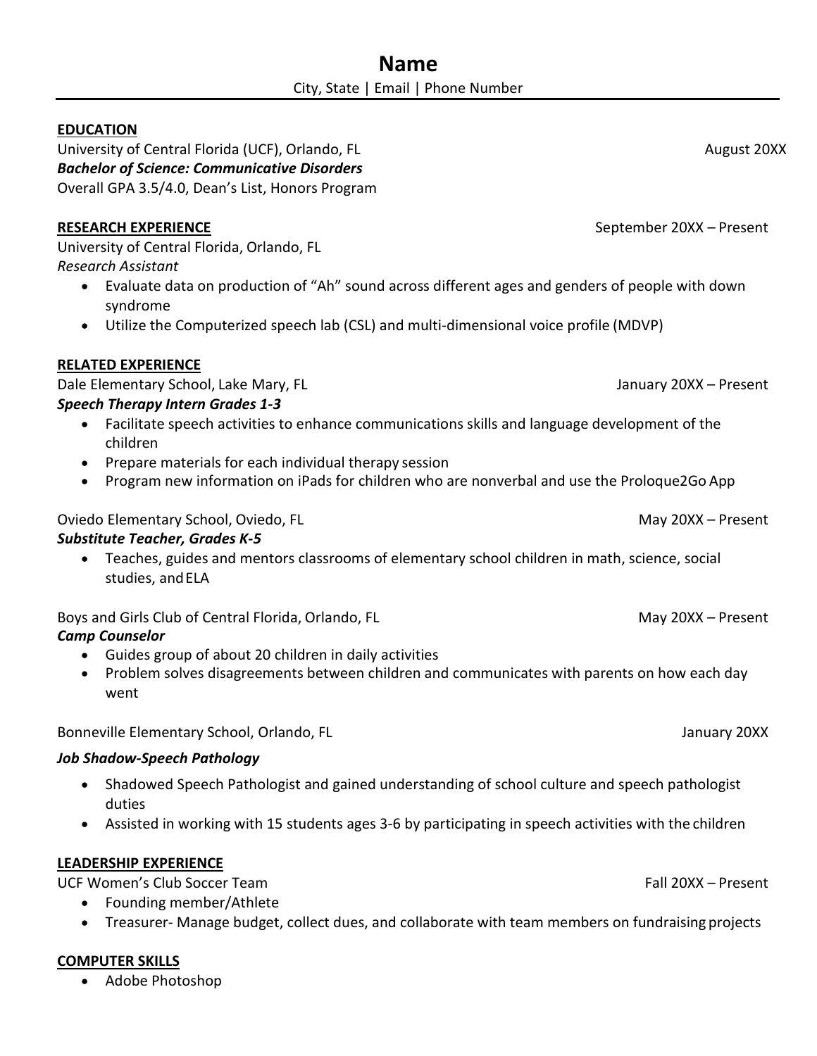# Name

City, State | Email | Phone Number

## EDUCATION

University of Central Florida (UCF), Orlando, FL — August 20XX

***Bachelor of Science: Communicative Disorders***

Overall GPA 3.5/4.0, Dean's List, Honors Program

## RESEARCH EXPERIENCE

September 20XX – Present

University of Central Florida, Orlando, FL

*Research Assistant*

- Evaluate data on production of "Ah" sound across different ages and genders of people with down syndrome
- Utilize the Computerized speech lab (CSL) and multi-dimensional voice profile (MDVP)

## RELATED EXPERIENCE

Dale Elementary School, Lake Mary, FL — January 20XX – Present

***Speech Therapy Intern Grades 1-3***

- Facilitate speech activities to enhance communications skills and language development of the children
- Prepare materials for each individual therapy session
- Program new information on iPads for children who are nonverbal and use the Proloque2Go App

Oviedo Elementary School, Oviedo, FL — May 20XX – Present

***Substitute Teacher, Grades K-5***

- Teaches, guides and mentors classrooms of elementary school children in math, science, social studies, and ELA

Boys and Girls Club of Central Florida, Orlando, FL — May 20XX – Present

***Camp Counselor***

- Guides group of about 20 children in daily activities
- Problem solves disagreements between children and communicates with parents on how each day went

Bonneville Elementary School, Orlando, FL — January 20XX

***Job Shadow-Speech Pathology***

- Shadowed Speech Pathologist and gained understanding of school culture and speech pathologist duties
- Assisted in working with 15 students ages 3-6 by participating in speech activities with the children

## LEADERSHIP EXPERIENCE

UCF Women's Club Soccer Team — Fall 20XX – Present

- Founding member/Athlete
- Treasurer- Manage budget, collect dues, and collaborate with team members on fundraising projects

## COMPUTER SKILLS

- Adobe Photoshop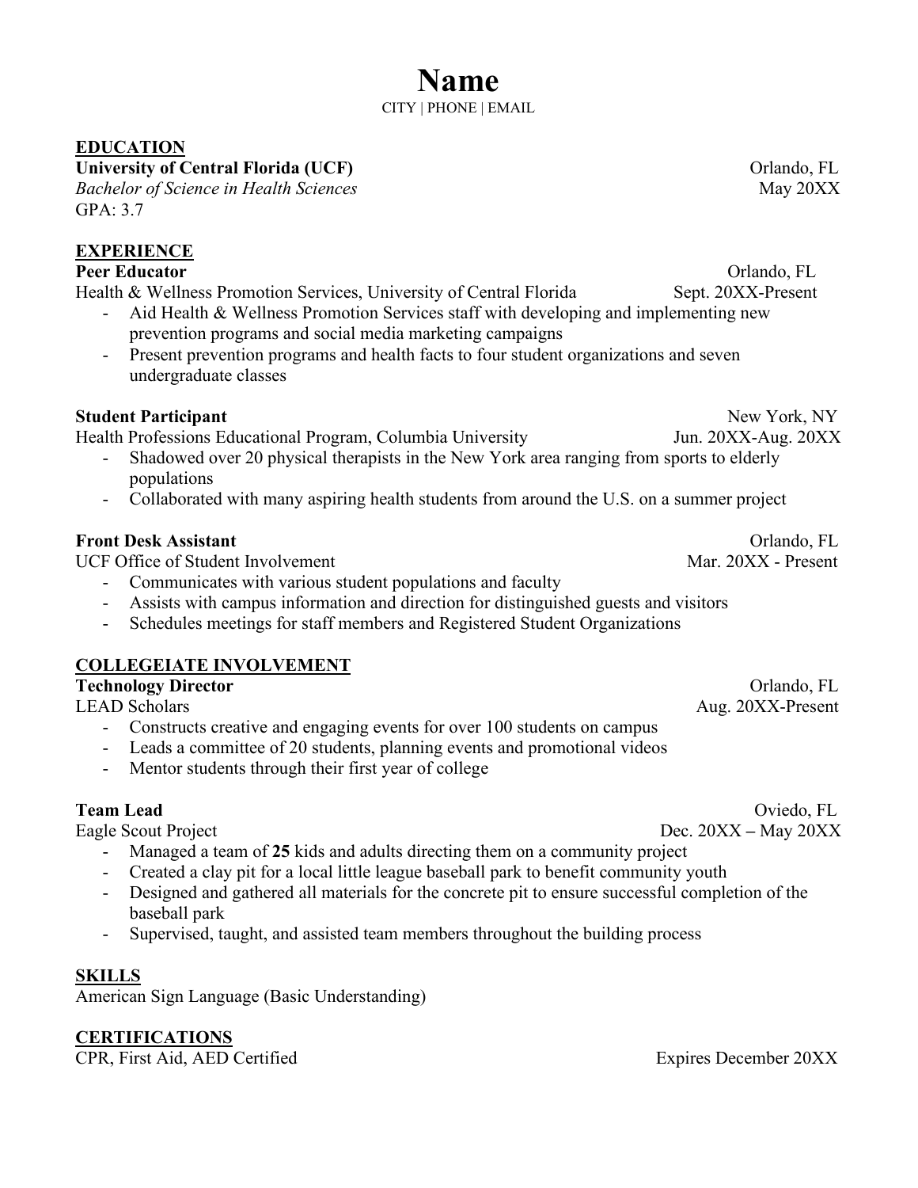# Name

CITY | PHONE | EMAIL

## EDUCATION

**University of Central Florida (UCF)** — Orlando, FL
*Bachelor of Science in Health Sciences* — May 20XX
GPA: 3.7

## EXPERIENCE

**Peer Educator** — Orlando, FL
Health & Wellness Promotion Services, University of Central Florida — Sept. 20XX-Present

- Aid Health & Wellness Promotion Services staff with developing and implementing new prevention programs and social media marketing campaigns
- Present prevention programs and health facts to four student organizations and seven undergraduate classes

**Student Participant** — New York, NY
Health Professions Educational Program, Columbia University — Jun. 20XX-Aug. 20XX

- Shadowed over 20 physical therapists in the New York area ranging from sports to elderly populations
- Collaborated with many aspiring health students from around the U.S. on a summer project

**Front Desk Assistant** — Orlando, FL
UCF Office of Student Involvement — Mar. 20XX - Present

- Communicates with various student populations and faculty
- Assists with campus information and direction for distinguished guests and visitors
- Schedules meetings for staff members and Registered Student Organizations

## COLLEGEIATE INVOLVEMENT

**Technology Director** — Orlando, FL
LEAD Scholars — Aug. 20XX-Present

- Constructs creative and engaging events for over 100 students on campus
- Leads a committee of 20 students, planning events and promotional videos
- Mentor students through their first year of college

**Team Lead** — Oviedo, FL
Eagle Scout Project — Dec. 20XX – May 20XX

- Managed a team of **25** kids and adults directing them on a community project
- Created a clay pit for a local little league baseball park to benefit community youth
- Designed and gathered all materials for the concrete pit to ensure successful completion of the baseball park
- Supervised, taught, and assisted team members throughout the building process

## SKILLS

American Sign Language (Basic Understanding)

## CERTIFICATIONS

CPR, First Aid, AED Certified — Expires December 20XX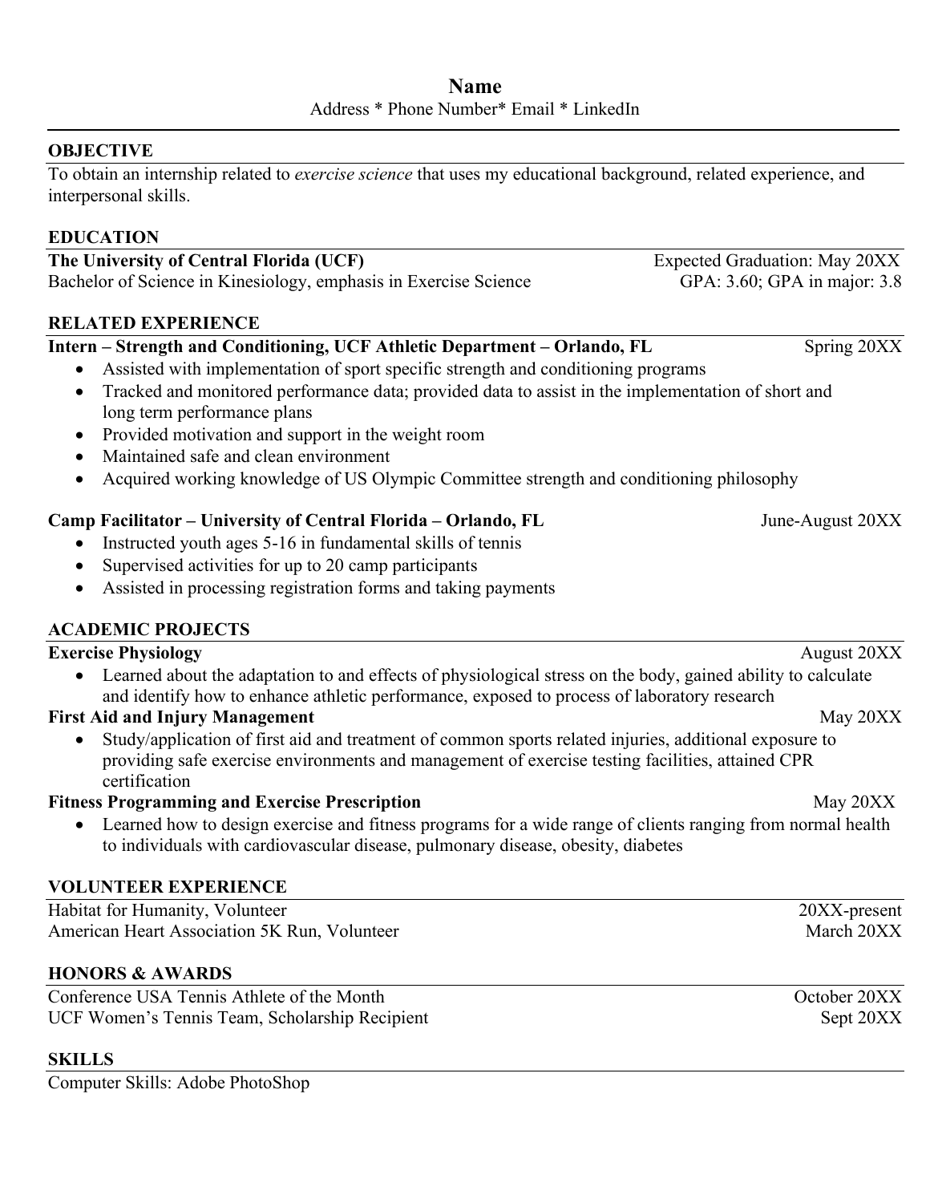# Name

Address * Phone Number* Email * LinkedIn

## OBJECTIVE

To obtain an internship related to *exercise science* that uses my educational background, related experience, and interpersonal skills.

## EDUCATION

**The University of Central Florida (UCF)** — Expected Graduation: May 20XX
Bachelor of Science in Kinesiology, emphasis in Exercise Science — GPA: 3.60; GPA in major: 3.8

## RELATED EXPERIENCE

**Intern – Strength and Conditioning, UCF Athletic Department – Orlando, FL** — Spring 20XX

- Assisted with implementation of sport specific strength and conditioning programs
- Tracked and monitored performance data; provided data to assist in the implementation of short and long term performance plans
- Provided motivation and support in the weight room
- Maintained safe and clean environment
- Acquired working knowledge of US Olympic Committee strength and conditioning philosophy

**Camp Facilitator – University of Central Florida – Orlando, FL** — June-August 20XX

- Instructed youth ages 5-16 in fundamental skills of tennis
- Supervised activities for up to 20 camp participants
- Assisted in processing registration forms and taking payments

## ACADEMIC PROJECTS

**Exercise Physiology** — August 20XX

- Learned about the adaptation to and effects of physiological stress on the body, gained ability to calculate and identify how to enhance athletic performance, exposed to process of laboratory research

**First Aid and Injury Management** — May 20XX

- Study/application of first aid and treatment of common sports related injuries, additional exposure to providing safe exercise environments and management of exercise testing facilities, attained CPR certification

**Fitness Programming and Exercise Prescription** — May 20XX

- Learned how to design exercise and fitness programs for a wide range of clients ranging from normal health to individuals with cardiovascular disease, pulmonary disease, obesity, diabetes

## VOLUNTEER EXPERIENCE

Habitat for Humanity, Volunteer — 20XX-present
American Heart Association 5K Run, Volunteer — March 20XX

## HONORS & AWARDS

Conference USA Tennis Athlete of the Month — October 20XX
UCF Women's Tennis Team, Scholarship Recipient — Sept 20XX

## SKILLS

Computer Skills: Adobe PhotoShop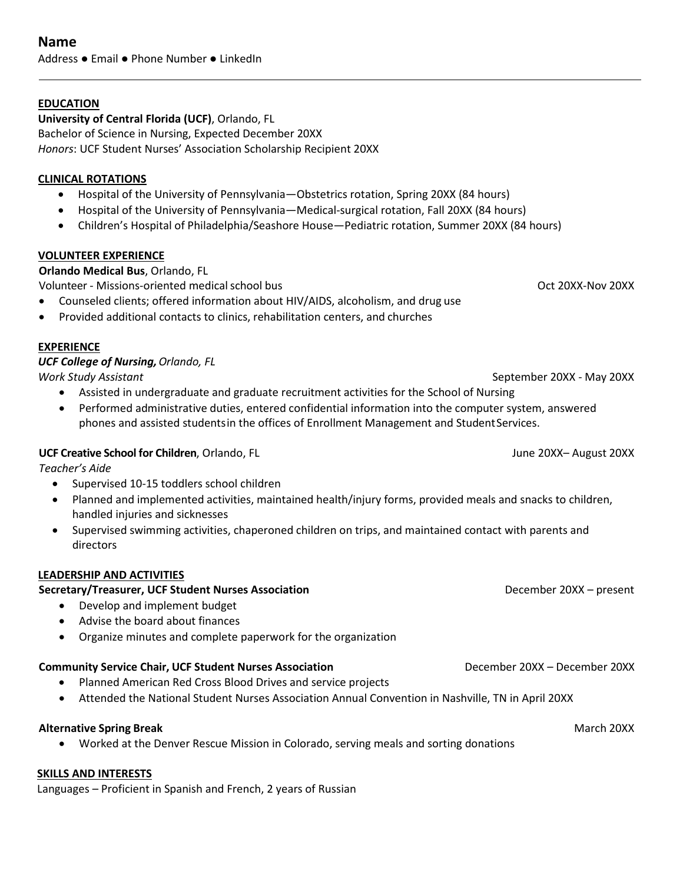# Name

Address ● Email ● Phone Number ● LinkedIn

---

## EDUCATION

**University of Central Florida (UCF)**, Orlando, FL
Bachelor of Science in Nursing, Expected December 20XX
*Honors*: UCF Student Nurses' Association Scholarship Recipient 20XX

## CLINICAL ROTATIONS

- Hospital of the University of Pennsylvania—Obstetrics rotation, Spring 20XX (84 hours)
- Hospital of the University of Pennsylvania—Medical-surgical rotation, Fall 20XX (84 hours)
- Children's Hospital of Philadelphia/Seashore House—Pediatric rotation, Summer 20XX (84 hours)

## VOLUNTEER EXPERIENCE

**Orlando Medical Bus**, Orlando, FL
Volunteer - Missions-oriented medical school bus — Oct 20XX-Nov 20XX

- Counseled clients; offered information about HIV/AIDS, alcoholism, and drug use
- Provided additional contacts to clinics, rehabilitation centers, and churches

## EXPERIENCE

***UCF College of Nursing,*** *Orlando, FL*
*Work Study Assistant* — September 20XX - May 20XX

- Assisted in undergraduate and graduate recruitment activities for the School of Nursing
- Performed administrative duties, entered confidential information into the computer system, answered phones and assisted students in the offices of Enrollment Management and Student Services.

**UCF Creative School for Children**, Orlando, FL — June 20XX– August 20XX
*Teacher's Aide*

- Supervised 10-15 toddlers school children
- Planned and implemented activities, maintained health/injury forms, provided meals and snacks to children, handled injuries and sicknesses
- Supervised swimming activities, chaperoned children on trips, and maintained contact with parents and directors

## LEADERSHIP AND ACTIVITIES

**Secretary/Treasurer, UCF Student Nurses Association** — December 20XX – present

- Develop and implement budget
- Advise the board about finances
- Organize minutes and complete paperwork for the organization

**Community Service Chair, UCF Student Nurses Association** — December 20XX – December 20XX

- Planned American Red Cross Blood Drives and service projects
- Attended the National Student Nurses Association Annual Convention in Nashville, TN in April 20XX

**Alternative Spring Break** — March 20XX

- Worked at the Denver Rescue Mission in Colorado, serving meals and sorting donations

## SKILLS AND INTERESTS

Languages – Proficient in Spanish and French, 2 years of Russian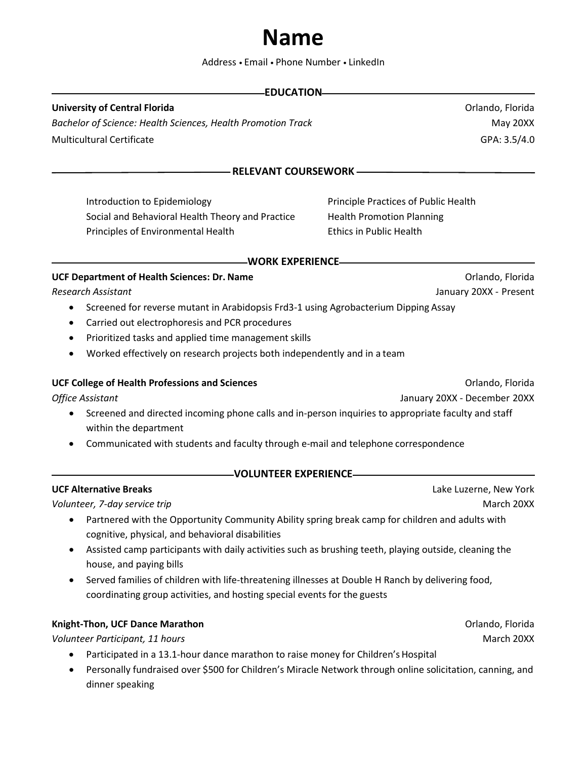# Name

Address • Email • Phone Number • LinkedIn

## EDUCATION

**University of Central Florida** — Orlando, Florida

*Bachelor of Science: Health Sciences, Health Promotion Track* — May 20XX

Multicultural Certificate — GPA: 3.5/4.0

## RELEVANT COURSEWORK

Introduction to Epidemiology
Social and Behavioral Health Theory and Practice
Principles of Environmental Health
Principle Practices of Public Health
Health Promotion Planning
Ethics in Public Health

## WORK EXPERIENCE

**UCF Department of Health Sciences: Dr. Name** — Orlando, Florida

*Research Assistant* — January 20XX - Present

- Screened for reverse mutant in Arabidopsis Frd3-1 using Agrobacterium Dipping Assay
- Carried out electrophoresis and PCR procedures
- Prioritized tasks and applied time management skills
- Worked effectively on research projects both independently and in a team

**UCF College of Health Professions and Sciences** — Orlando, Florida

*Office Assistant* — January 20XX - December 20XX

- Screened and directed incoming phone calls and in-person inquiries to appropriate faculty and staff within the department
- Communicated with students and faculty through e-mail and telephone correspondence

## VOLUNTEER EXPERIENCE

**UCF Alternative Breaks** — Lake Luzerne, New York

*Volunteer, 7-day service trip* — March 20XX

- Partnered with the Opportunity Community Ability spring break camp for children and adults with cognitive, physical, and behavioral disabilities
- Assisted camp participants with daily activities such as brushing teeth, playing outside, cleaning the house, and paying bills
- Served families of children with life-threatening illnesses at Double H Ranch by delivering food, coordinating group activities, and hosting special events for the guests

**Knight-Thon, UCF Dance Marathon** — Orlando, Florida

*Volunteer Participant, 11 hours* — March 20XX

- Participated in a 13.1-hour dance marathon to raise money for Children's Hospital
- Personally fundraised over $500 for Children's Miracle Network through online solicitation, canning, and dinner speaking